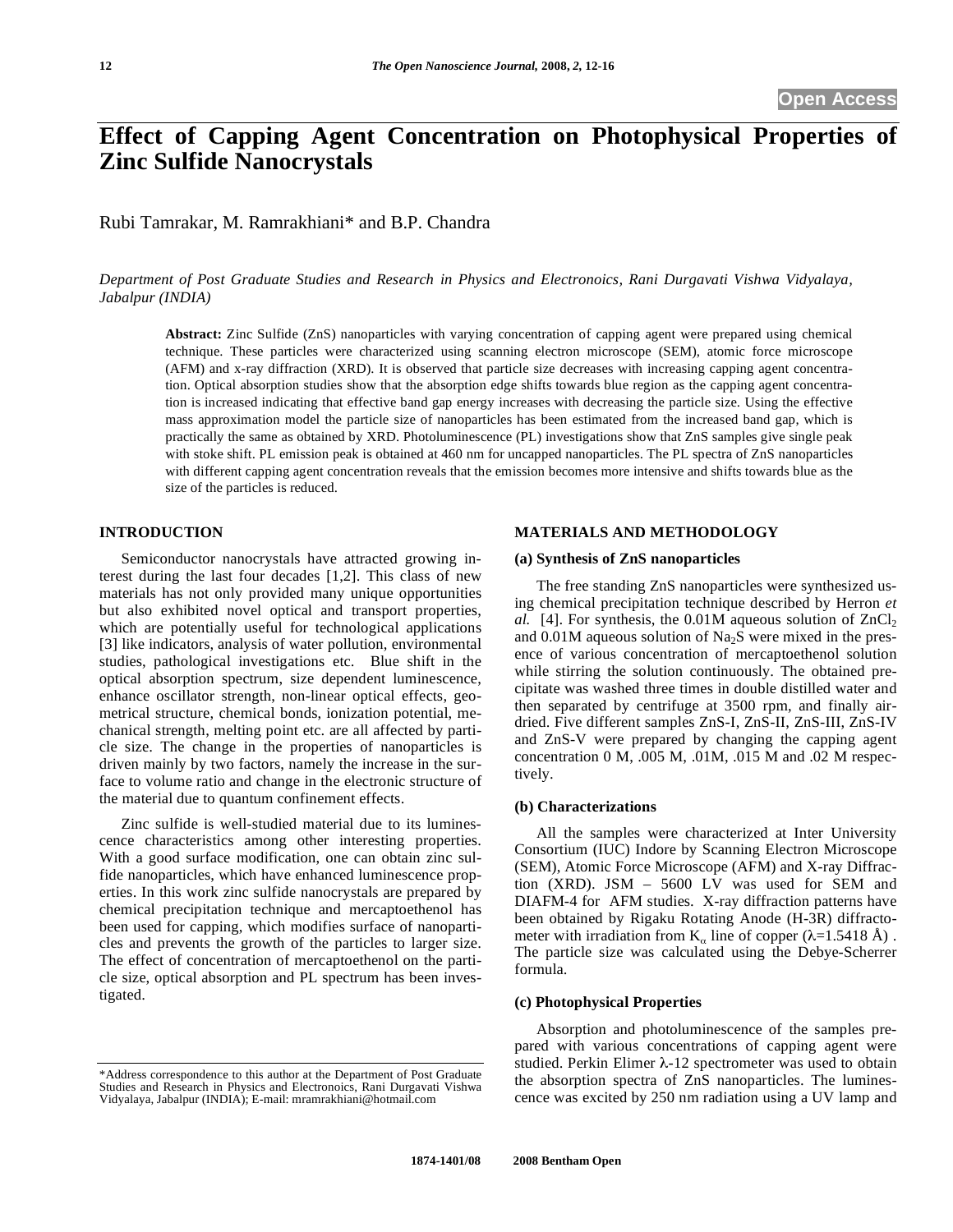Open Access

# Effect of Capping Agent Concentration on Photophysical Properties of Zinc Sulfide Nanocrystals

Rubi Tamrakar, M. Ramrakhiani* and B.P. Chandra

*Department of Post Graduate Studies and Research in Physics and Electronoics, Rani Durgavati Vishwa Vidyalaya, Jabalpur (INDIA)*

**Abstract:** Zinc Sulfide (ZnS) nanoparticles with varying concentration of capping agent were prepared using chemical technique. These particles were characterized using scanning electron microscope (SEM), atomic force microscope (AFM) and x-ray diffraction (XRD). It is observed that particle size decreases with increasing capping agent concentration. Optical absorption studies show that the absorption edge shifts towards blue region as the capping agent concentration is increased indicating that effective band gap energy increases with decreasing the particle size. Using the effective mass approximation model the particle size of nanoparticles has been estimated from the increased band gap, which is practically the same as obtained by XRD. Photoluminescence (PL) investigations show that ZnS samples give single peak with stoke shift. PL emission peak is obtained at 460 nm for uncapped nanoparticles. The PL spectra of ZnS nanoparticles with different capping agent concentration reveals that the emission becomes more intensive and shifts towards blue as the size of the particles is reduced.

## INTRODUCTION

Semiconductor nanocrystals have attracted growing interest during the last four decades [1,2]. This class of new materials has not only provided many unique opportunities but also exhibited novel optical and transport properties, which are potentially useful for technological applications [3] like indicators, analysis of water pollution, environmental studies, pathological investigations etc. Blue shift in the optical absorption spectrum, size dependent luminescence, enhance oscillator strength, non-linear optical effects, geometrical structure, chemical bonds, ionization potential, mechanical strength, melting point etc. are all affected by particle size. The change in the properties of nanoparticles is driven mainly by two factors, namely the increase in the surface to volume ratio and change in the electronic structure of the material due to quantum confinement effects.

Zinc sulfide is well-studied material due to its luminescence characteristics among other interesting properties. With a good surface modification, one can obtain zinc sulfide nanoparticles, which have enhanced luminescence properties. In this work zinc sulfide nanocrystals are prepared by chemical precipitation technique and mercaptoethenol has been used for capping, which modifies surface of nanoparticles and prevents the growth of the particles to larger size. The effect of concentration of mercaptoethenol on the particle size, optical absorption and PL spectrum has been investigated.

## MATERIALS AND METHODOLOGY

### (a) Synthesis of ZnS nanoparticles

The free standing ZnS nanoparticles were synthesized using chemical precipitation technique described by Herron *et al.* [4]. For synthesis, the 0.01M aqueous solution of $ZnCl_2$ and 0.01M aqueous solution of $Na_2S$ were mixed in the presence of various concentration of mercaptoethenol solution while stirring the solution continuously. The obtained precipitate was washed three times in double distilled water and then separated by centrifuge at 3500 rpm, and finally air-dried. Five different samples ZnS-I, ZnS-II, ZnS-III, ZnS-IV and ZnS-V were prepared by changing the capping agent concentration 0 M, .005 M, .01M, .015 M and .02 M respectively.

### (b) Characterizations

All the samples were characterized at Inter University Consortium (IUC) Indore by Scanning Electron Microscope (SEM), Atomic Force Microscope (AFM) and X-ray Diffraction (XRD). JSM – 5600 LV was used for SEM and DIAFM-4 for AFM studies. X-ray diffraction patterns have been obtained by Rigaku Rotating Anode (H-3R) diffractometer with irradiation from $K_\alpha$ line of copper ($\lambda$=1.5418 Å). The particle size was calculated using the Debye-Scherrer formula.

### (c) Photophysical Properties

Absorption and photoluminescence of the samples prepared with various concentrations of capping agent were studied. Perkin Elmer $\lambda$-12 spectrometer was used to obtain the absorption spectra of ZnS nanoparticles. The luminescence was excited by 250 nm radiation using a UV lamp and

*Address correspondence to this author at the Department of Post Graduate Studies and Research in Physics and Electronoics, Rani Durgavati Vishwa Vidyalaya, Jabalpur (INDIA); E-mail: mramrakhiani@hotmail.com

1874-1401/08 2008 Bentham Open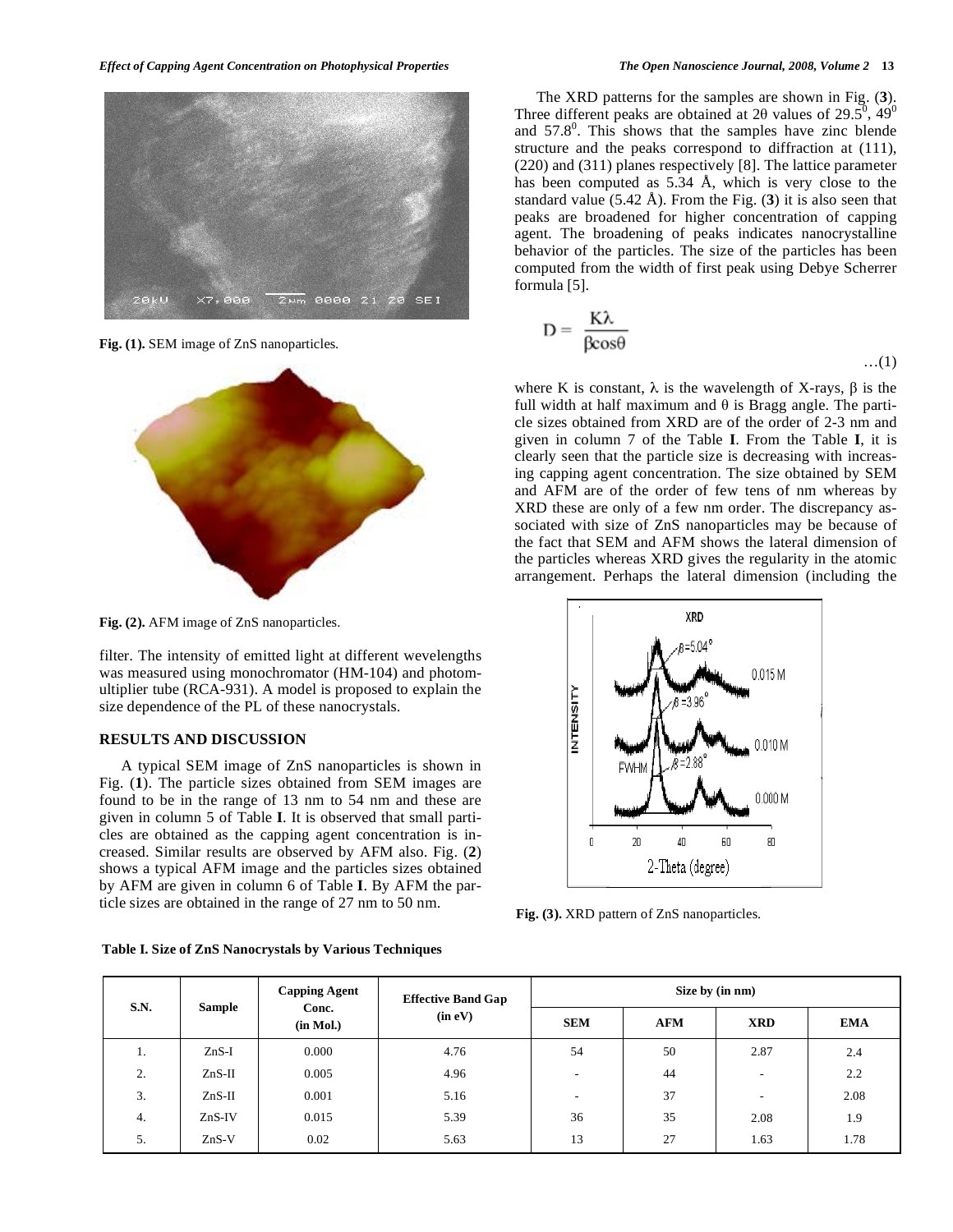Fig. (1). SEM image of ZnS nanoparticles.

Fig. (2). AFM image of ZnS nanoparticles.

filter. The intensity of emitted light at different wevelengths was measured using monochromator (HM-104) and photomultiplier tube (RCA-931). A model is proposed to explain the size dependence of the PL of these nanocrystals.

## RESULTS AND DISCUSSION

A typical SEM image of ZnS nanoparticles is shown in Fig. (**1**). The particle sizes obtained from SEM images are found to be in the range of 13 nm to 54 nm and these are given in column 5 of Table **I**. It is observed that small particles are obtained as the capping agent concentration is increased. Similar results are observed by AFM also. Fig. (**2**) shows a typical AFM image and the particles sizes obtained by AFM are given in column 6 of Table **I**. By AFM the particle sizes are obtained in the range of 27 nm to 50 nm.

The XRD patterns for the samples are shown in Fig. (**3**). Three different peaks are obtained at 2θ values of $29.5^0$, $49^0$ and $57.8^0$. This shows that the samples have zinc blende structure and the peaks correspond to diffraction at (111), (220) and (311) planes respectively [8]. The lattice parameter has been computed as 5.34 Å, which is very close to the standard value (5.42 Å). From the Fig. (**3**) it is also seen that peaks are broadened for higher concentration of capping agent. The broadening of peaks indicates nanocrystalline behavior of the particles. The size of the particles has been computed from the width of first peak using Debye Scherrer formula [5].

$$D = \frac{K\lambda}{\beta\cos\theta} \quad \ldots(1)$$

where K is constant, λ is the wavelength of X-rays, β is the full width at half maximum and θ is Bragg angle. The particle sizes obtained from XRD are of the order of 2-3 nm and given in column 7 of the Table **I**. From the Table **I**, it is clearly seen that the particle size is decreasing with increasing capping agent concentration. The size obtained by SEM and AFM are of the order of few tens of nm whereas by XRD these are only of a few nm order. The discrepancy associated with size of ZnS nanoparticles may be because of the fact that SEM and AFM shows the lateral dimension of the particles whereas XRD gives the regularity in the atomic arrangement. Perhaps the lateral dimension (including the

Fig. (3). XRD pattern of ZnS nanoparticles.

**Table I. Size of ZnS Nanocrystals by Various Techniques**

| S.N. | Sample | Capping Agent Conc. (in Mol.) | Effective Band Gap (in eV) | Size by (in nm) | | | |
|---|---|---|---|---|---|---|---|
| | | | | SEM | AFM | XRD | EMA |
| 1. | ZnS-I | 0.000 | 4.76 | 54 | 50 | 2.87 | 2.4 |
| 2. | ZnS-II | 0.005 | 4.96 | - | 44 | - | 2.2 |
| 3. | ZnS-II | 0.001 | 5.16 | - | 37 | - | 2.08 |
| 4. | ZnS-IV | 0.015 | 5.39 | 36 | 35 | 2.08 | 1.9 |
| 5. | ZnS-V | 0.02 | 5.63 | 13 | 27 | 1.63 | 1.78 |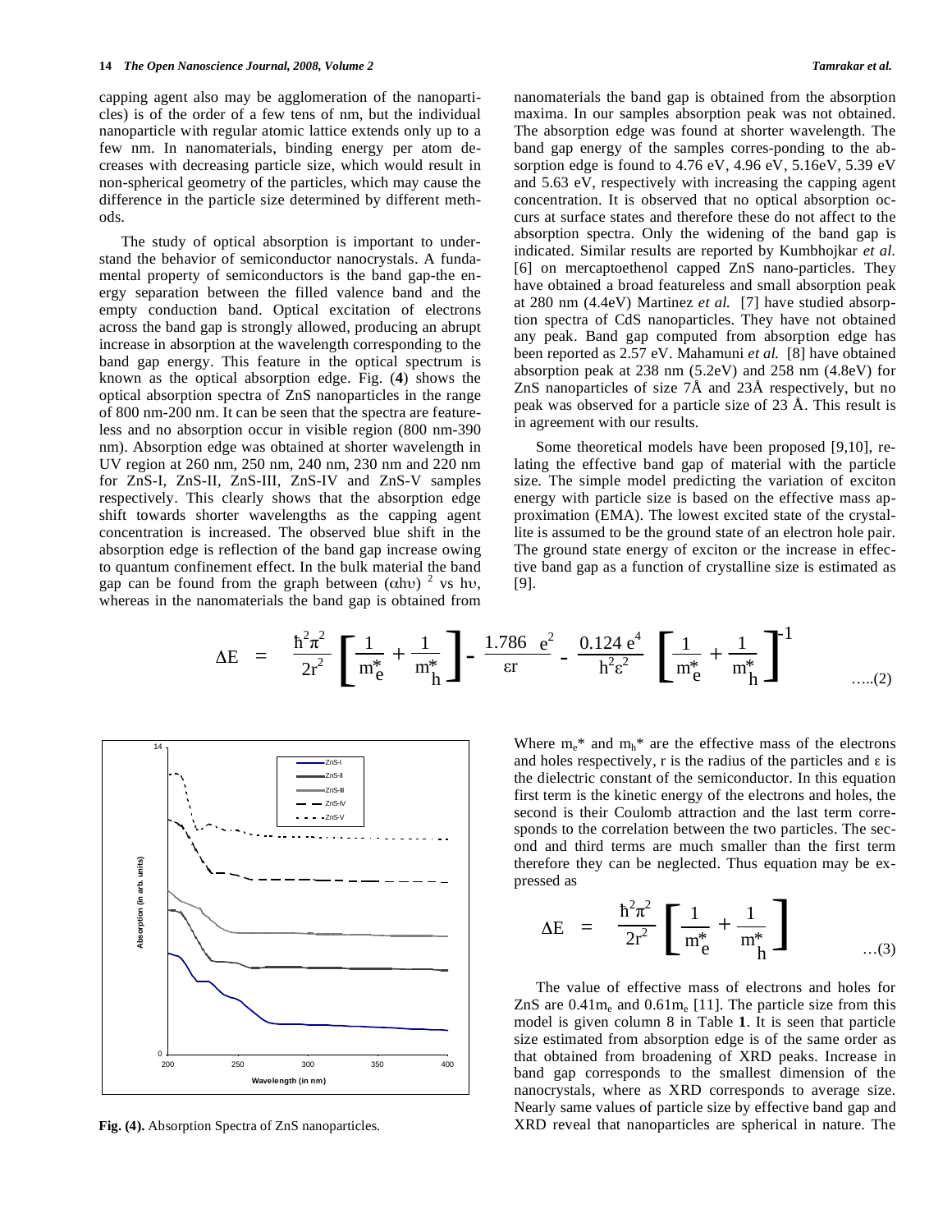capping agent also may be agglomeration of the nanoparticles) is of the order of a few tens of nm, but the individual nanoparticle with regular atomic lattice extends only up to a few nm. In nanomaterials, binding energy per atom decreases with decreasing particle size, which would result in non-spherical geometry of the particles, which may cause the difference in the particle size determined by different methods.

The study of optical absorption is important to understand the behavior of semiconductor nanocrystals. A fundamental property of semiconductors is the band gap-the energy separation between the filled valence band and the empty conduction band. Optical excitation of electrons across the band gap is strongly allowed, producing an abrupt increase in absorption at the wavelength corresponding to the band gap energy. This feature in the optical spectrum is known as the optical absorption edge. Fig. (**4**) shows the optical absorption spectra of ZnS nanoparticles in the range of 800 nm-200 nm. It can be seen that the spectra are featureless and no absorption occur in visible region (800 nm-390 nm). Absorption edge was obtained at shorter wavelength in UV region at 260 nm, 250 nm, 240 nm, 230 nm and 220 nm for ZnS-I, ZnS-II, ZnS-III, ZnS-IV and ZnS-V samples respectively. This clearly shows that the absorption edge shift towards shorter wavelengths as the capping agent concentration is increased. The observed blue shift in the absorption edge is reflection of the band gap increase owing to quantum confinement effect. In the bulk material the band gap can be found from the graph between $(\alpha h\upsilon)^2$ vs $h\upsilon$, whereas in the nanomaterials the band gap is obtained from the absorption maxima. In our samples absorption peak was not obtained. The absorption edge was found at shorter wavelength. The band gap energy of the samples corres-ponding to the absorption edge is found to 4.76 eV, 4.96 eV, 5.16eV, 5.39 eV and 5.63 eV, respectively with increasing the capping agent concentration. It is observed that no optical absorption occurs at surface states and therefore these do not affect to the absorption spectra. Only the widening of the band gap is indicated. Similar results are reported by Kumbhojkar *et al.* [6] on mercaptoethenol capped ZnS nano-particles. They have obtained a broad featureless and small absorption peak at 280 nm (4.4eV) Martinez *et al.* [7] have studied absorption spectra of CdS nanoparticles. They have not obtained any peak. Band gap computed from absorption edge has been reported as 2.57 eV. Mahamuni *et al.* [8] have obtained absorption peak at 238 nm (5.2eV) and 258 nm (4.8eV) for ZnS nanoparticles of size 7Å and 23Å respectively, but no peak was observed for a particle size of 23 Å. This result is in agreement with our results.

Some theoretical models have been proposed [9,10], relating the effective band gap of material with the particle size. The simple model predicting the variation of exciton energy with particle size is based on the effective mass approximation (EMA). The lowest excited state of the crystallite is assumed to be the ground state of an electron hole pair. The ground state energy of exciton or the increase in effective band gap as a function of crystalline size is estimated as [9].

$$\Delta E = \frac{\hbar^2\pi^2}{2r^2}\left[\frac{1}{m_e^*}+\frac{1}{m_h^*}\right] - \frac{1.786\ e^2}{\varepsilon r} - \frac{0.124\ e^4}{h^2\varepsilon^2}\left[\frac{1}{m_e^*}+\frac{1}{m_h^*}\right]^{-1} \quad \text{.....(2)}$$

**Fig. (4).** Absorption Spectra of ZnS nanoparticles.

Where $m_e^*$ and $m_h^*$ are the effective mass of the electrons and holes respectively, r is the radius of the particles and ε is the dielectric constant of the semiconductor. In this equation first term is the kinetic energy of the electrons and holes, the second is their Coulomb attraction and the last term corresponds to the correlation between the two particles. The second and third terms are much smaller than the first term therefore they can be neglected. Thus equation may be expressed as

$$\Delta E = \frac{\hbar^2\pi^2}{2r^2}\left[\frac{1}{m_e^*}+\frac{1}{m_h^*}\right] \quad \text{...(3)}$$

The value of effective mass of electrons and holes for ZnS are $0.41m_e$ and $0.61m_e$ [11]. The particle size from this model is given column 8 in Table **1**. It is seen that particle size estimated from absorption edge is of the same order as that obtained from broadening of XRD peaks. Increase in band gap corresponds to the smallest dimension of the nanocrystals, where as XRD corresponds to average size. Nearly same values of particle size by effective band gap and XRD reveal that nanoparticles are spherical in nature. The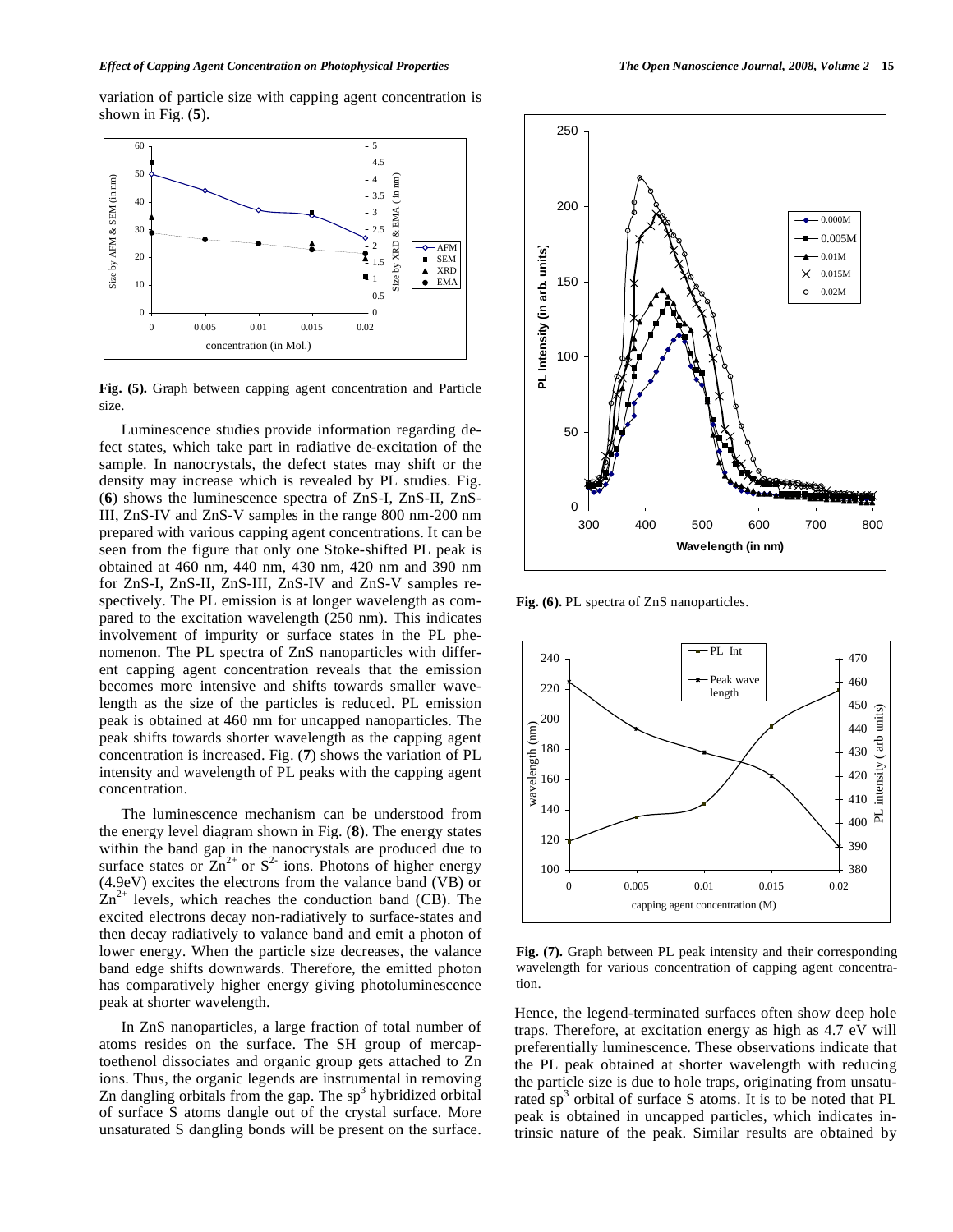variation of particle size with capping agent concentration is shown in Fig. (**5**).

**Fig. (5).** Graph between capping agent concentration and Particle size.

Luminescence studies provide information regarding defect states, which take part in radiative de-excitation of the sample. In nanocrystals, the defect states may shift or the density may increase which is revealed by PL studies. Fig. (**6**) shows the luminescence spectra of ZnS-I, ZnS-II, ZnS-III, ZnS-IV and ZnS-V samples in the range 800 nm-200 nm prepared with various capping agent concentrations. It can be seen from the figure that only one Stoke-shifted PL peak is obtained at 460 nm, 440 nm, 430 nm, 420 nm and 390 nm for ZnS-I, ZnS-II, ZnS-III, ZnS-IV and ZnS-V samples respectively. The PL emission is at longer wavelength as compared to the excitation wavelength (250 nm). This indicates involvement of impurity or surface states in the PL phenomenon. The PL spectra of ZnS nanoparticles with different capping agent concentration reveals that the emission becomes more intensive and shifts towards smaller wavelength as the size of the particles is reduced. PL emission peak is obtained at 460 nm for uncapped nanoparticles. The peak shifts towards shorter wavelength as the capping agent concentration is increased. Fig. (**7**) shows the variation of PL intensity and wavelength of PL peaks with the capping agent concentration.

The luminescence mechanism can be understood from the energy level diagram shown in Fig. (**8**). The energy states within the band gap in the nanocrystals are produced due to surface states or $Zn^{2+}$ or $S^{2-}$ ions. Photons of higher energy (4.9eV) excites the electrons from the valance band (VB) or $Zn^{2+}$ levels, which reaches the conduction band (CB). The excited electrons decay non-radiatively to surface-states and then decay radiatively to valance band and emit a photon of lower energy. When the particle size decreases, the valance band edge shifts downwards. Therefore, the emitted photon has comparatively higher energy giving photoluminescence peak at shorter wavelength.

In ZnS nanoparticles, a large fraction of total number of atoms resides on the surface. The SH group of mercaptoethenol dissociates and organic group gets attached to Zn ions. Thus, the organic legends are instrumental in removing Zn dangling orbitals from the gap. The $sp^3$ hybridized orbital of surface S atoms dangle out of the crystal surface. More unsaturated S dangling bonds will be present on the surface.

**Fig. (6).** PL spectra of ZnS nanoparticles.

**Fig. (7).** Graph between PL peak intensity and their corresponding wavelength for various concentration of capping agent concentration.

Hence, the legend-terminated surfaces often show deep hole traps. Therefore, at excitation energy as high as 4.7 eV will preferentially luminescence. These observations indicate that the PL peak obtained at shorter wavelength with reducing the particle size is due to hole traps, originating from unsaturated $sp^3$ orbital of surface S atoms. It is to be noted that PL peak is obtained in uncapped particles, which indicates intrinsic nature of the peak. Similar results are obtained by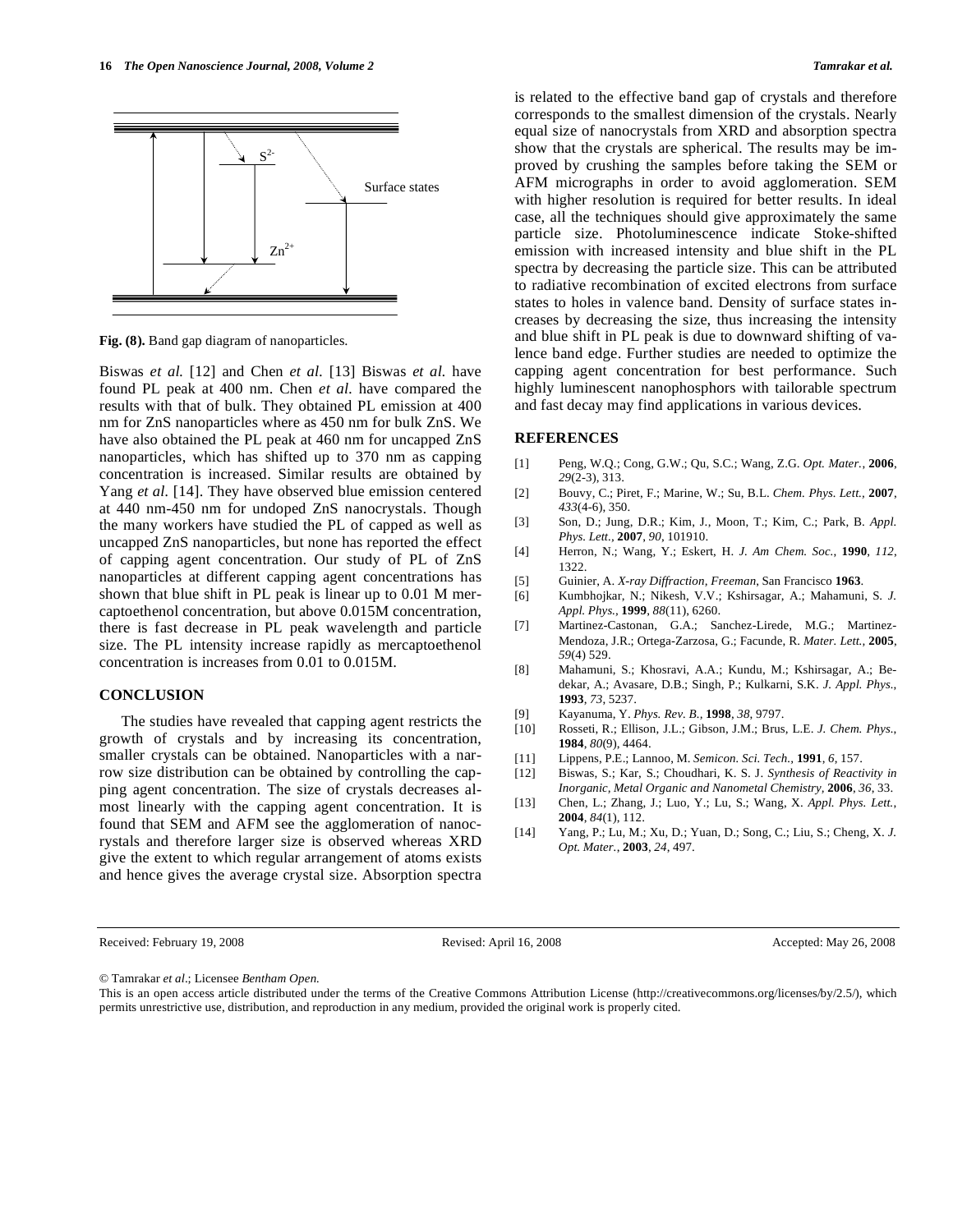S$^{2-}$

Surface states

Zn$^{2+}$

**Fig. (8).** Band gap diagram of nanoparticles.

Biswas *et al.* [12] and Chen *et al.* [13] Biswas *et al.* have found PL peak at 400 nm. Chen *et al.* have compared the results with that of bulk. They obtained PL emission at 400 nm for ZnS nanoparticles where as 450 nm for bulk ZnS. We have also obtained the PL peak at 460 nm for uncapped ZnS nanoparticles, which has shifted up to 370 nm as capping concentration is increased. Similar results are obtained by Yang *et al.* [14]. They have observed blue emission centered at 440 nm-450 nm for undoped ZnS nanocrystals. Though the many workers have studied the PL of capped as well as uncapped ZnS nanoparticles, but none has reported the effect of capping agent concentration. Our study of PL of ZnS nanoparticles at different capping agent concentrations has shown that blue shift in PL peak is linear up to 0.01 M mercaptoethenol concentration, but above 0.015M concentration, there is fast decrease in PL peak wavelength and particle size. The PL intensity increase rapidly as mercaptoethenol concentration is increases from 0.01 to 0.015M.

## CONCLUSION

The studies have revealed that capping agent restricts the growth of crystals and by increasing its concentration, smaller crystals can be obtained. Nanoparticles with a narrow size distribution can be obtained by controlling the capping agent concentration. The size of crystals decreases almost linearly with the capping agent concentration. It is found that SEM and AFM see the agglomeration of nanocrystals and therefore larger size is observed whereas XRD give the extent to which regular arrangement of atoms exists and hence gives the average crystal size. Absorption spectra is related to the effective band gap of crystals and therefore corresponds to the smallest dimension of the crystals. Nearly equal size of nanocrystals from XRD and absorption spectra show that the crystals are spherical. The results may be improved by crushing the samples before taking the SEM or AFM micrographs in order to avoid agglomeration. SEM with higher resolution is required for better results. In ideal case, all the techniques should give approximately the same particle size. Photoluminescence indicate Stoke-shifted emission with increased intensity and blue shift in the PL spectra by decreasing the particle size. This can be attributed to radiative recombination of excited electrons from surface states to holes in valence band. Density of surface states increases by decreasing the size, thus increasing the intensity and blue shift in PL peak is due to downward shifting of valence band edge. Further studies are needed to optimize the capping agent concentration for best performance. Such highly luminescent nanophosphors with tailorable spectrum and fast decay may find applications in various devices.

## REFERENCES

[1] Peng, W.Q.; Cong, G.W.; Qu, S.C.; Wang, Z.G. *Opt. Mater.*, **2006**, *29*(2-3), 313.

[2] Bouvy, C.; Piret, F.; Marine, W.; Su, B.L. *Chem. Phys. Lett.*, **2007**, *433*(4-6), 350.

[3] Son, D.; Jung, D.R.; Kim, J., Moon, T.; Kim, C.; Park, B. *Appl. Phys. Lett.*, **2007**, *90*, 101910.

[4] Herron, N.; Wang, Y.; Eskert, H. *J. Am Chem. Soc.*, **1990**, *112*, 1322.

[5] Guinier, A. *X-ray Diffraction*, *Freeman*, San Francisco **1963**.

[6] Kumbhojkar, N.; Nikesh, V.V.; Kshirsagar, A.; Mahamuni, S. *J. Appl. Phys.*, **1999**, *88*(11), 6260.

[7] Martinez-Castonan, G.A.; Sanchez-Lirede, M.G.; Martinez-Mendoza, J.R.; Ortega-Zarzosa, G.; Facunde, R. *Mater. Lett.*, **2005**, *59*(4) 529.

[8] Mahamuni, S.; Khosravi, A.A.; Kundu, M.; Kshirsagar, A.; Bedekar, A.; Avasare, D.B.; Singh, P.; Kulkarni, S.K. *J. Appl. Phys.*, **1993**, *73*, 5237.

[9] Kayanuma, Y. *Phys. Rev. B.*, **1998**, *38*, 9797.

[10] Rosseti, R.; Ellison, J.L.; Gibson, J.M.; Brus, L.E. *J. Chem. Phys.*, **1984**, *80*(9), 4464.

[11] Lippens, P.E.; Lannoo, M. *Semicon. Sci. Tech.*, **1991**, *6*, 157.

[12] Biswas, S.; Kar, S.; Choudhari, K. S. J. *Synthesis of Reactivity in Inorganic, Metal Organic and Nanometal Chemistry*, **2006**, *36*, 33.

[13] Chen, L.; Zhang, J.; Luo, Y.; Lu, S.; Wang, X. *Appl. Phys. Lett.*, **2004**, *84*(1), 112.

[14] Yang, P.; Lu, M.; Xu, D.; Yuan, D.; Song, C.; Liu, S.; Cheng, X. *J. Opt. Mater.*, **2003**, *24*, 497.

Received: February 19, 2008 Revised: April 16, 2008 Accepted: May 26, 2008

© Tamrakar *et al.*; Licensee *Bentham Open*.

This is an open access article distributed under the terms of the Creative Commons Attribution License (http://creativecommons.org/licenses/by/2.5/), which permits unrestrictive use, distribution, and reproduction in any medium, provided the original work is properly cited.